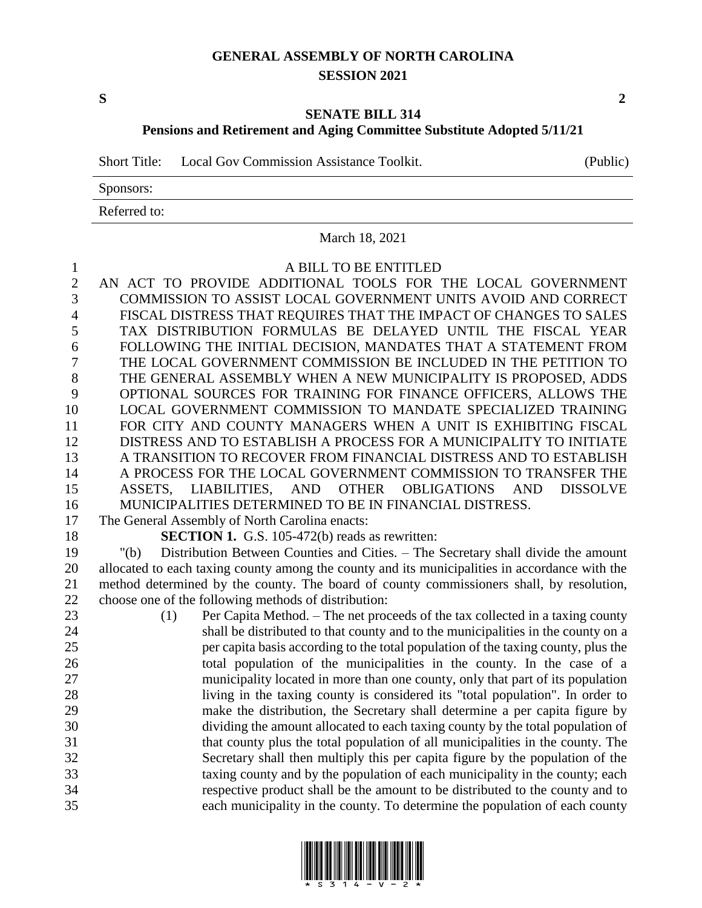# GENERAL ASSEMBLY OF NORTH CAROLINA
## SESSION 2021

**S** **2**

## SENATE BILL 314
### Pensions and Retirement and Aging Committee Substitute Adopted 5/11/21

Short Title: Local Gov Commission Assistance Toolkit. (Public)

Sponsors:

Referred to:

March 18, 2021

A BILL TO BE ENTITLED

AN ACT TO PROVIDE ADDITIONAL TOOLS FOR THE LOCAL GOVERNMENT COMMISSION TO ASSIST LOCAL GOVERNMENT UNITS AVOID AND CORRECT FISCAL DISTRESS THAT REQUIRES THAT THE IMPACT OF CHANGES TO SALES TAX DISTRIBUTION FORMULAS BE DELAYED UNTIL THE FISCAL YEAR FOLLOWING THE INITIAL DECISION, MANDATES THAT A STATEMENT FROM THE LOCAL GOVERNMENT COMMISSION BE INCLUDED IN THE PETITION TO THE GENERAL ASSEMBLY WHEN A NEW MUNICIPALITY IS PROPOSED, ADDS OPTIONAL SOURCES FOR TRAINING FOR FINANCE OFFICERS, ALLOWS THE LOCAL GOVERNMENT COMMISSION TO MANDATE SPECIALIZED TRAINING FOR CITY AND COUNTY MANAGERS WHEN A UNIT IS EXHIBITING FISCAL DISTRESS AND TO ESTABLISH A PROCESS FOR A MUNICIPALITY TO INITIATE A TRANSITION TO RECOVER FROM FINANCIAL DISTRESS AND TO ESTABLISH A PROCESS FOR THE LOCAL GOVERNMENT COMMISSION TO TRANSFER THE ASSETS, LIABILITIES, AND OTHER OBLIGATIONS AND DISSOLVE MUNICIPALITIES DETERMINED TO BE IN FINANCIAL DISTRESS.

The General Assembly of North Carolina enacts:

**SECTION 1.** G.S. 105-472(b) reads as rewritten:

"(b) Distribution Between Counties and Cities. – The Secretary shall divide the amount allocated to each taxing county among the county and its municipalities in accordance with the method determined by the county. The board of county commissioners shall, by resolution, choose one of the following methods of distribution:

(1) Per Capita Method. – The net proceeds of the tax collected in a taxing county shall be distributed to that county and to the municipalities in the county on a per capita basis according to the total population of the taxing county, plus the total population of the municipalities in the county. In the case of a municipality located in more than one county, only that part of its population living in the taxing county is considered its "total population". In order to make the distribution, the Secretary shall determine a per capita figure by dividing the amount allocated to each taxing county by the total population of that county plus the total population of all municipalities in the county. The Secretary shall then multiply this per capita figure by the population of the taxing county and by the population of each municipality in the county; each respective product shall be the amount to be distributed to the county and to each municipality in the county. To determine the population of each county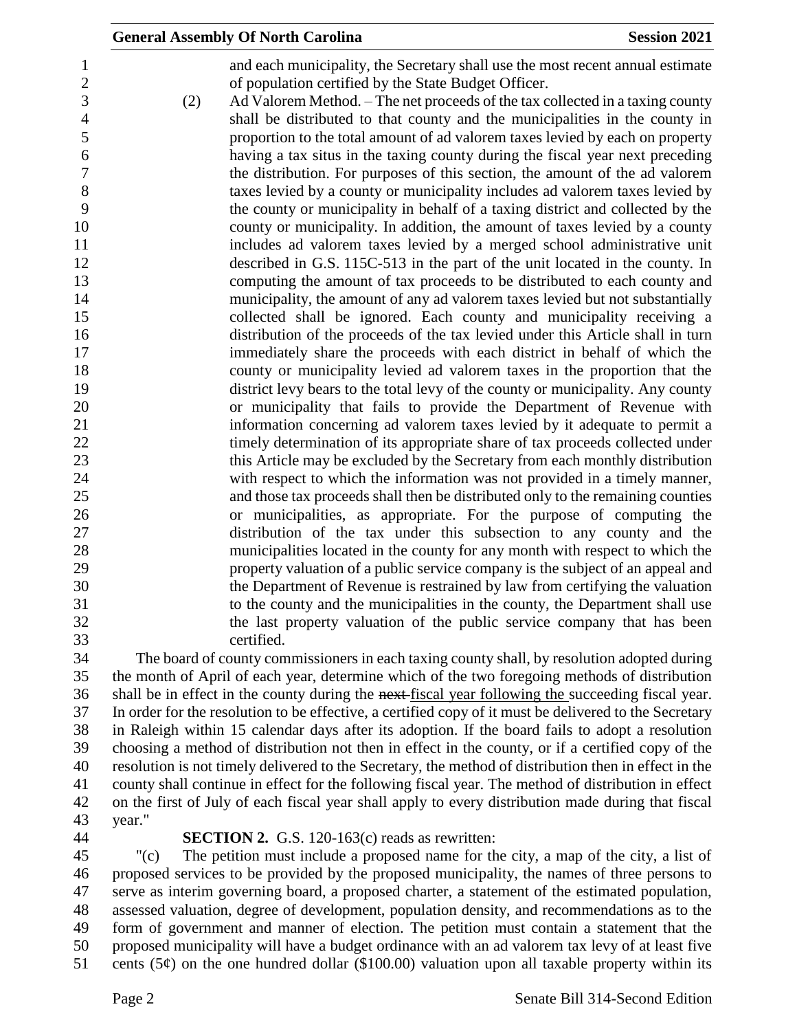and each municipality, the Secretary shall use the most recent annual estimate of population certified by the State Budget Officer.

(2) Ad Valorem Method. – The net proceeds of the tax collected in a taxing county shall be distributed to that county and the municipalities in the county in proportion to the total amount of ad valorem taxes levied by each on property having a tax situs in the taxing county during the fiscal year next preceding the distribution. For purposes of this section, the amount of the ad valorem taxes levied by a county or municipality includes ad valorem taxes levied by the county or municipality in behalf of a taxing district and collected by the county or municipality. In addition, the amount of taxes levied by a county includes ad valorem taxes levied by a merged school administrative unit described in G.S. 115C-513 in the part of the unit located in the county. In computing the amount of tax proceeds to be distributed to each county and municipality, the amount of any ad valorem taxes levied but not substantially collected shall be ignored. Each county and municipality receiving a distribution of the proceeds of the tax levied under this Article shall in turn immediately share the proceeds with each district in behalf of which the county or municipality levied ad valorem taxes in the proportion that the district levy bears to the total levy of the county or municipality. Any county or municipality that fails to provide the Department of Revenue with information concerning ad valorem taxes levied by it adequate to permit a timely determination of its appropriate share of tax proceeds collected under this Article may be excluded by the Secretary from each monthly distribution with respect to which the information was not provided in a timely manner, and those tax proceeds shall then be distributed only to the remaining counties or municipalities, as appropriate. For the purpose of computing the distribution of the tax under this subsection to any county and the municipalities located in the county for any month with respect to which the property valuation of a public service company is the subject of an appeal and the Department of Revenue is restrained by law from certifying the valuation to the county and the municipalities in the county, the Department shall use the last property valuation of the public service company that has been certified.

The board of county commissioners in each taxing county shall, by resolution adopted during the month of April of each year, determine which of the two foregoing methods of distribution shall be in effect in the county during the ~~next~~ fiscal year following the succeeding fiscal year. In order for the resolution to be effective, a certified copy of it must be delivered to the Secretary in Raleigh within 15 calendar days after its adoption. If the board fails to adopt a resolution choosing a method of distribution not then in effect in the county, or if a certified copy of the resolution is not timely delivered to the Secretary, the method of distribution then in effect in the county shall continue in effect for the following fiscal year. The method of distribution in effect on the first of July of each fiscal year shall apply to every distribution made during that fiscal year."

**SECTION 2.** G.S. 120-163(c) reads as rewritten:

"(c) The petition must include a proposed name for the city, a map of the city, a list of proposed services to be provided by the proposed municipality, the names of three persons to serve as interim governing board, a proposed charter, a statement of the estimated population, assessed valuation, degree of development, population density, and recommendations as to the form of government and manner of election. The petition must contain a statement that the proposed municipality will have a budget ordinance with an ad valorem tax levy of at least five cents (5¢) on the one hundred dollar ($100.00) valuation upon all taxable property within its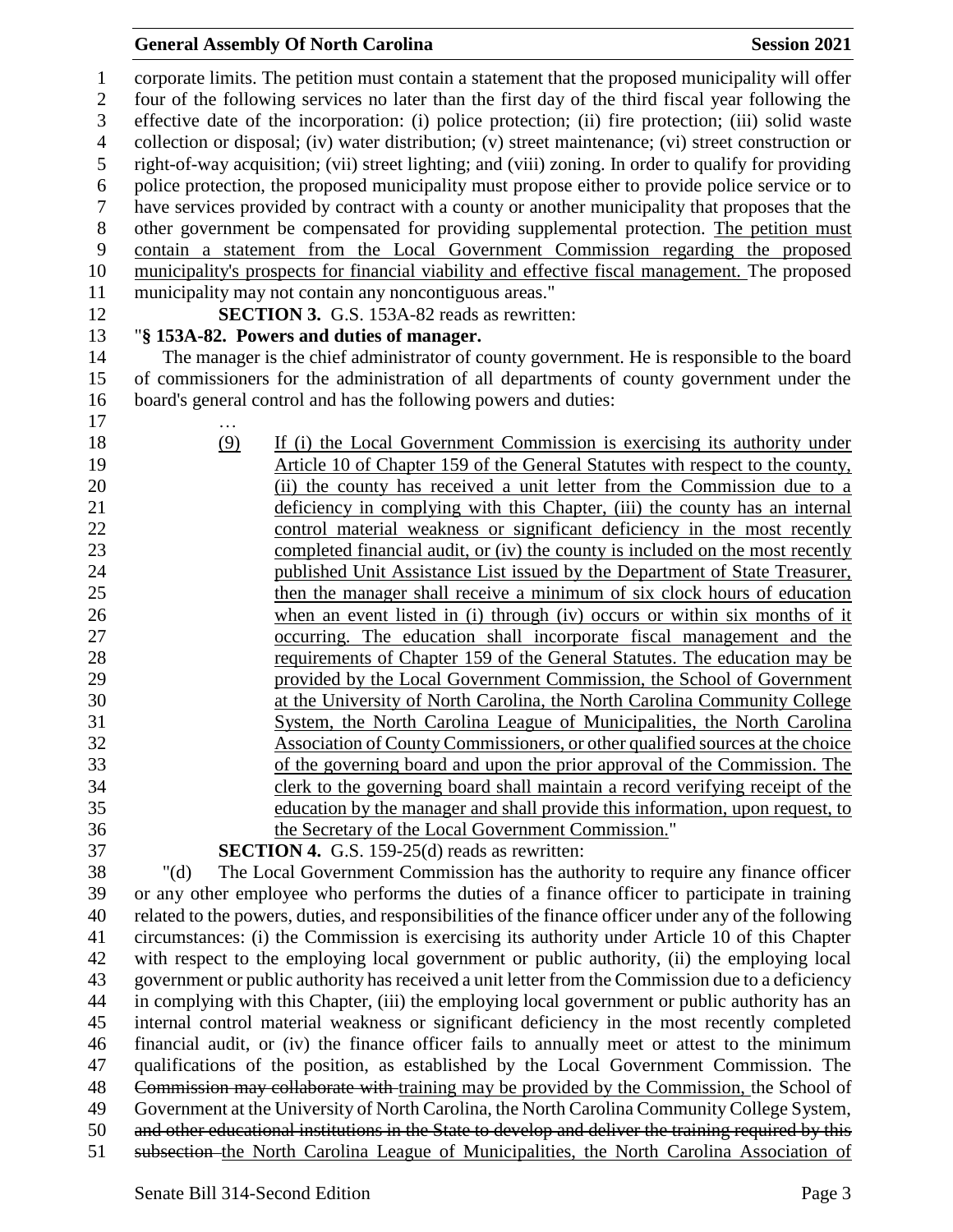corporate limits. The petition must contain a statement that the proposed municipality will offer four of the following services no later than the first day of the third fiscal year following the effective date of the incorporation: (i) police protection; (ii) fire protection; (iii) solid waste collection or disposal; (iv) water distribution; (v) street maintenance; (vi) street construction or right-of-way acquisition; (vii) street lighting; and (viii) zoning. In order to qualify for providing police protection, the proposed municipality must propose either to provide police service or to have services provided by contract with a county or another municipality that proposes that the other government be compensated for providing supplemental protection. <u>The petition must contain a statement from the Local Government Commission regarding the proposed municipality's prospects for financial viability and effective fiscal management.</u> The proposed municipality may not contain any noncontiguous areas."

**SECTION 3.** G.S. 153A-82 reads as rewritten:

"**§ 153A-82. Powers and duties of manager.**

The manager is the chief administrator of county government. He is responsible to the board of commissioners for the administration of all departments of county government under the board's general control and has the following powers and duties:

…

<u>(9) If (i) the Local Government Commission is exercising its authority under Article 10 of Chapter 159 of the General Statutes with respect to the county, (ii) the county has received a unit letter from the Commission due to a deficiency in complying with this Chapter, (iii) the county has an internal control material weakness or significant deficiency in the most recently completed financial audit, or (iv) the county is included on the most recently published Unit Assistance List issued by the Department of State Treasurer, then the manager shall receive a minimum of six clock hours of education when an event listed in (i) through (iv) occurs or within six months of it occurring. The education shall incorporate fiscal management and the requirements of Chapter 159 of the General Statutes. The education may be provided by the Local Government Commission, the School of Government at the University of North Carolina, the North Carolina Community College System, the North Carolina League of Municipalities, the North Carolina Association of County Commissioners, or other qualified sources at the choice of the governing board and upon the prior approval of the Commission. The clerk to the governing board shall maintain a record verifying receipt of the education by the manager and shall provide this information, upon request, to the Secretary of the Local Government Commission.</u>"

**SECTION 4.** G.S. 159-25(d) reads as rewritten:

"(d) The Local Government Commission has the authority to require any finance officer or any other employee who performs the duties of a finance officer to participate in training related to the powers, duties, and responsibilities of the finance officer under any of the following circumstances: (i) the Commission is exercising its authority under Article 10 of this Chapter with respect to the employing local government or public authority, (ii) the employing local government or public authority has received a unit letter from the Commission due to a deficiency in complying with this Chapter, (iii) the employing local government or public authority has an internal control material weakness or significant deficiency in the most recently completed financial audit, or (iv) the finance officer fails to annually meet or attest to the minimum qualifications of the position, as established by the Local Government Commission. The ~~Commission may collaborate with~~ <u>training may be provided by the Commission,</u> the School of Government at the University of North Carolina, the North Carolina Community College System, ~~and other educational institutions in the State to develop and deliver the training required by this subsection~~ <u>the North Carolina League of Municipalities, the North Carolina Association of</u>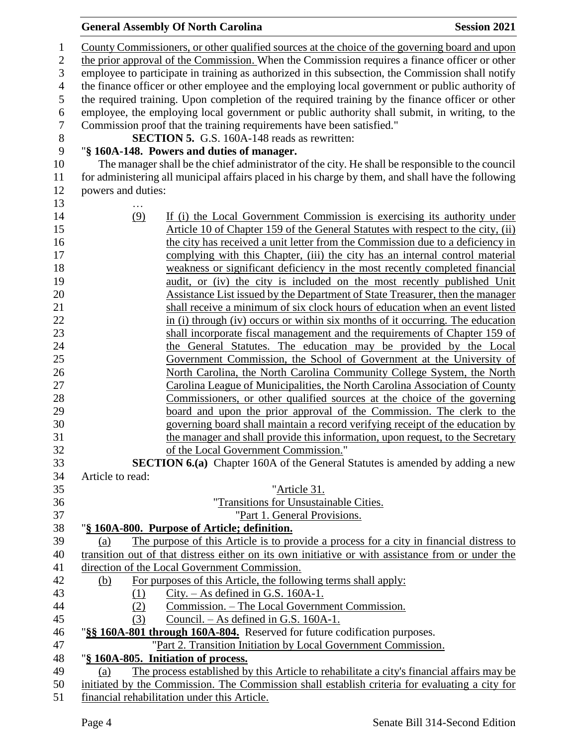County Commissioners, or other qualified sources at the choice of the governing board and upon the prior approval of the Commission. When the Commission requires a finance officer or other employee to participate in training as authorized in this subsection, the Commission shall notify the finance officer or other employee and the employing local government or public authority of the required training. Upon completion of the required training by the finance officer or other employee, the employing local government or public authority shall submit, in writing, to the Commission proof that the training requirements have been satisfied."

**SECTION 5.** G.S. 160A-148 reads as rewritten:

"**§ 160A-148. Powers and duties of manager.**

The manager shall be the chief administrator of the city. He shall be responsible to the council for administering all municipal affairs placed in his charge by them, and shall have the following powers and duties:

…

(9) If (i) the Local Government Commission is exercising its authority under Article 10 of Chapter 159 of the General Statutes with respect to the city, (ii) the city has received a unit letter from the Commission due to a deficiency in complying with this Chapter, (iii) the city has an internal control material weakness or significant deficiency in the most recently completed financial audit, or (iv) the city is included on the most recently published Unit Assistance List issued by the Department of State Treasurer, then the manager shall receive a minimum of six clock hours of education when an event listed in (i) through (iv) occurs or within six months of it occurring. The education shall incorporate fiscal management and the requirements of Chapter 159 of the General Statutes. The education may be provided by the Local Government Commission, the School of Government at the University of North Carolina, the North Carolina Community College System, the North Carolina League of Municipalities, the North Carolina Association of County Commissioners, or other qualified sources at the choice of the governing board and upon the prior approval of the Commission. The clerk to the governing board shall maintain a record verifying receipt of the education by the manager and shall provide this information, upon request, to the Secretary of the Local Government Commission."

**SECTION 6.(a)** Chapter 160A of the General Statutes is amended by adding a new Article to read:

"Article 31.

"Transitions for Unsustainable Cities.

"Part 1. General Provisions.

"**§ 160A-800. Purpose of Article; definition.**

(a) The purpose of this Article is to provide a process for a city in financial distress to transition out of that distress either on its own initiative or with assistance from or under the direction of the Local Government Commission.

(b) For purposes of this Article, the following terms shall apply:

(1) City. – As defined in G.S. 160A-1.

(2) Commission. – The Local Government Commission.

(3) Council. – As defined in G.S. 160A-1.

"**§§ 160A-801 through 160A-804.** Reserved for future codification purposes.

"Part 2. Transition Initiation by Local Government Commission.

"**§ 160A-805. Initiation of process.**

(a) The process established by this Article to rehabilitate a city's financial affairs may be initiated by the Commission. The Commission shall establish criteria for evaluating a city for financial rehabilitation under this Article.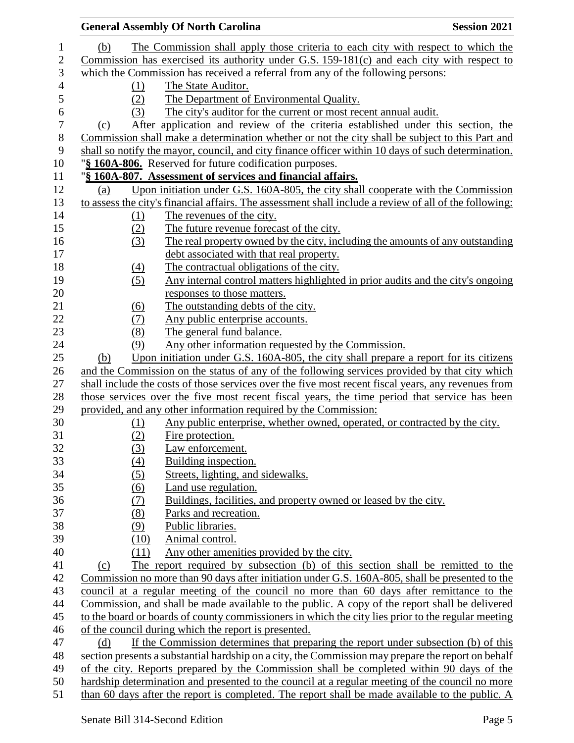(b) The Commission shall apply those criteria to each city with respect to which the Commission has exercised its authority under G.S. 159-181(c) and each city with respect to which the Commission has received a referral from any of the following persons:

(1) The State Auditor.
(2) The Department of Environmental Quality.
(3) The city's auditor for the current or most recent annual audit.

(c) After application and review of the criteria established under this section, the Commission shall make a determination whether or not the city shall be subject to this Part and shall so notify the mayor, council, and city finance officer within 10 days of such determination.

"**§ 160A-806.** Reserved for future codification purposes.

"**§ 160A-807. Assessment of services and financial affairs.**

(a) Upon initiation under G.S. 160A-805, the city shall cooperate with the Commission to assess the city's financial affairs. The assessment shall include a review of all of the following:

(1) The revenues of the city.
(2) The future revenue forecast of the city.
(3) The real property owned by the city, including the amounts of any outstanding debt associated with that real property.
(4) The contractual obligations of the city.
(5) Any internal control matters highlighted in prior audits and the city's ongoing responses to those matters.
(6) The outstanding debts of the city.
(7) Any public enterprise accounts.
(8) The general fund balance.
(9) Any other information requested by the Commission.

(b) Upon initiation under G.S. 160A-805, the city shall prepare a report for its citizens and the Commission on the status of any of the following services provided by that city which shall include the costs of those services over the five most recent fiscal years, any revenues from those services over the five most recent fiscal years, the time period that service has been provided, and any other information required by the Commission:

(1) Any public enterprise, whether owned, operated, or contracted by the city.
(2) Fire protection.
(3) Law enforcement.
(4) Building inspection.
(5) Streets, lighting, and sidewalks.
(6) Land use regulation.
(7) Buildings, facilities, and property owned or leased by the city.
(8) Parks and recreation.
(9) Public libraries.
(10) Animal control.
(11) Any other amenities provided by the city.

(c) The report required by subsection (b) of this section shall be remitted to the Commission no more than 90 days after initiation under G.S. 160A-805, shall be presented to the council at a regular meeting of the council no more than 60 days after remittance to the Commission, and shall be made available to the public. A copy of the report shall be delivered to the board or boards of county commissioners in which the city lies prior to the regular meeting of the council during which the report is presented.

(d) If the Commission determines that preparing the report under subsection (b) of this section presents a substantial hardship on a city, the Commission may prepare the report on behalf of the city. Reports prepared by the Commission shall be completed within 90 days of the hardship determination and presented to the council at a regular meeting of the council no more than 60 days after the report is completed. The report shall be made available to the public. A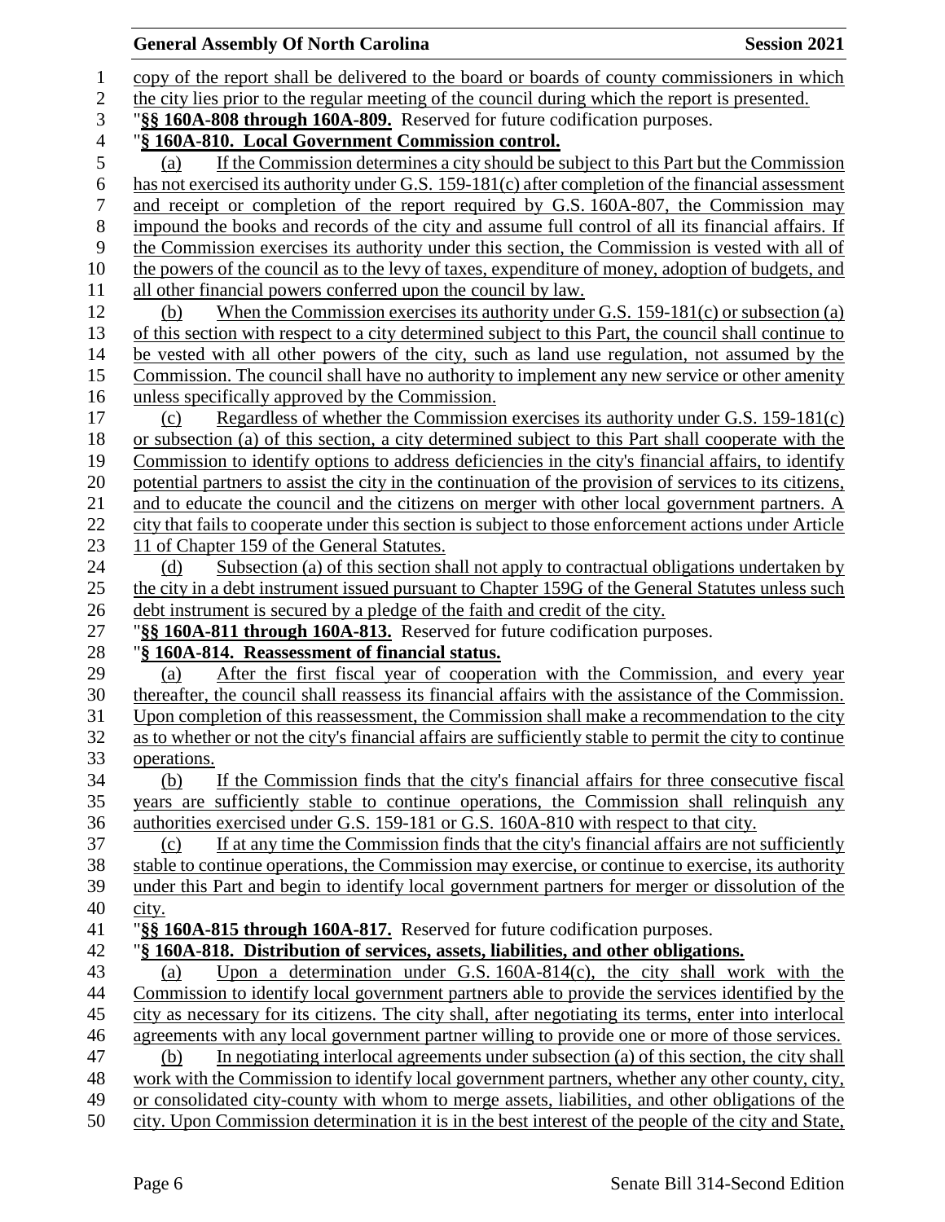copy of the report shall be delivered to the board or boards of county commissioners in which the city lies prior to the regular meeting of the council during which the report is presented.

"**§§ 160A-808 through 160A-809.** Reserved for future codification purposes.

"**§ 160A-810. Local Government Commission control.**

(a) If the Commission determines a city should be subject to this Part but the Commission has not exercised its authority under G.S. 159-181(c) after completion of the financial assessment and receipt or completion of the report required by G.S. 160A-807, the Commission may impound the books and records of the city and assume full control of all its financial affairs. If the Commission exercises its authority under this section, the Commission is vested with all of the powers of the council as to the levy of taxes, expenditure of money, adoption of budgets, and all other financial powers conferred upon the council by law.

(b) When the Commission exercises its authority under G.S. 159-181(c) or subsection (a) of this section with respect to a city determined subject to this Part, the council shall continue to be vested with all other powers of the city, such as land use regulation, not assumed by the Commission. The council shall have no authority to implement any new service or other amenity unless specifically approved by the Commission.

(c) Regardless of whether the Commission exercises its authority under G.S. 159-181(c) or subsection (a) of this section, a city determined subject to this Part shall cooperate with the Commission to identify options to address deficiencies in the city's financial affairs, to identify potential partners to assist the city in the continuation of the provision of services to its citizens, and to educate the council and the citizens on merger with other local government partners. A city that fails to cooperate under this section is subject to those enforcement actions under Article 11 of Chapter 159 of the General Statutes.

(d) Subsection (a) of this section shall not apply to contractual obligations undertaken by the city in a debt instrument issued pursuant to Chapter 159G of the General Statutes unless such debt instrument is secured by a pledge of the faith and credit of the city.

"**§§ 160A-811 through 160A-813.** Reserved for future codification purposes.

"**§ 160A-814. Reassessment of financial status.**

(a) After the first fiscal year of cooperation with the Commission, and every year thereafter, the council shall reassess its financial affairs with the assistance of the Commission. Upon completion of this reassessment, the Commission shall make a recommendation to the city as to whether or not the city's financial affairs are sufficiently stable to permit the city to continue operations.

(b) If the Commission finds that the city's financial affairs for three consecutive fiscal years are sufficiently stable to continue operations, the Commission shall relinquish any authorities exercised under G.S. 159-181 or G.S. 160A-810 with respect to that city.

(c) If at any time the Commission finds that the city's financial affairs are not sufficiently stable to continue operations, the Commission may exercise, or continue to exercise, its authority under this Part and begin to identify local government partners for merger or dissolution of the city.

"**§§ 160A-815 through 160A-817.** Reserved for future codification purposes.

"**§ 160A-818. Distribution of services, assets, liabilities, and other obligations.**

(a) Upon a determination under G.S. 160A-814(c), the city shall work with the Commission to identify local government partners able to provide the services identified by the city as necessary for its citizens. The city shall, after negotiating its terms, enter into interlocal agreements with any local government partner willing to provide one or more of those services.

(b) In negotiating interlocal agreements under subsection (a) of this section, the city shall work with the Commission to identify local government partners, whether any other county, city, or consolidated city-county with whom to merge assets, liabilities, and other obligations of the city. Upon Commission determination it is in the best interest of the people of the city and State,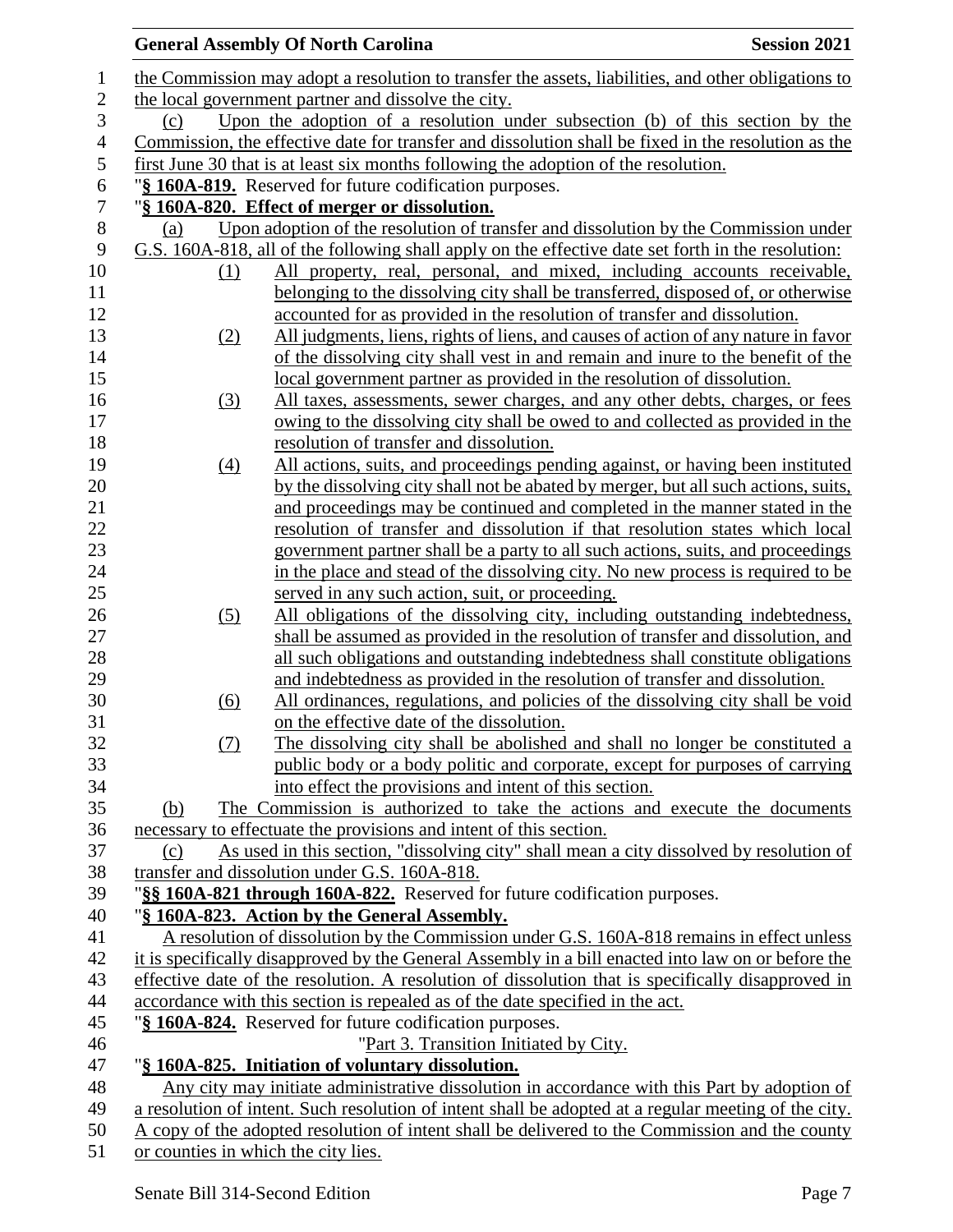the Commission may adopt a resolution to transfer the assets, liabilities, and other obligations to the local government partner and dissolve the city.

(c) Upon the adoption of a resolution under subsection (b) of this section by the Commission, the effective date for transfer and dissolution shall be fixed in the resolution as the first June 30 that is at least six months following the adoption of the resolution.

"**§ 160A-819.** Reserved for future codification purposes.

"**§ 160A-820. Effect of merger or dissolution.**

(a) Upon adoption of the resolution of transfer and dissolution by the Commission under G.S. 160A-818, all of the following shall apply on the effective date set forth in the resolution:

(1) All property, real, personal, and mixed, including accounts receivable, belonging to the dissolving city shall be transferred, disposed of, or otherwise accounted for as provided in the resolution of transfer and dissolution.

(2) All judgments, liens, rights of liens, and causes of action of any nature in favor of the dissolving city shall vest in and remain and inure to the benefit of the local government partner as provided in the resolution of dissolution.

(3) All taxes, assessments, sewer charges, and any other debts, charges, or fees owing to the dissolving city shall be owed to and collected as provided in the resolution of transfer and dissolution.

(4) All actions, suits, and proceedings pending against, or having been instituted by the dissolving city shall not be abated by merger, but all such actions, suits, and proceedings may be continued and completed in the manner stated in the resolution of transfer and dissolution if that resolution states which local government partner shall be a party to all such actions, suits, and proceedings in the place and stead of the dissolving city. No new process is required to be served in any such action, suit, or proceeding.

(5) All obligations of the dissolving city, including outstanding indebtedness, shall be assumed as provided in the resolution of transfer and dissolution, and all such obligations and outstanding indebtedness shall constitute obligations and indebtedness as provided in the resolution of transfer and dissolution.

(6) All ordinances, regulations, and policies of the dissolving city shall be void on the effective date of the dissolution.

(7) The dissolving city shall be abolished and shall no longer be constituted a public body or a body politic and corporate, except for purposes of carrying into effect the provisions and intent of this section.

(b) The Commission is authorized to take the actions and execute the documents necessary to effectuate the provisions and intent of this section.

(c) As used in this section, "dissolving city" shall mean a city dissolved by resolution of transfer and dissolution under G.S. 160A-818.

"**§§ 160A-821 through 160A-822.** Reserved for future codification purposes.

"**§ 160A-823. Action by the General Assembly.**

A resolution of dissolution by the Commission under G.S. 160A-818 remains in effect unless it is specifically disapproved by the General Assembly in a bill enacted into law on or before the effective date of the resolution. A resolution of dissolution that is specifically disapproved in accordance with this section is repealed as of the date specified in the act.

"**§ 160A-824.** Reserved for future codification purposes.

"Part 3. Transition Initiated by City.

"**§ 160A-825. Initiation of voluntary dissolution.**

Any city may initiate administrative dissolution in accordance with this Part by adoption of a resolution of intent. Such resolution of intent shall be adopted at a regular meeting of the city. A copy of the adopted resolution of intent shall be delivered to the Commission and the county or counties in which the city lies.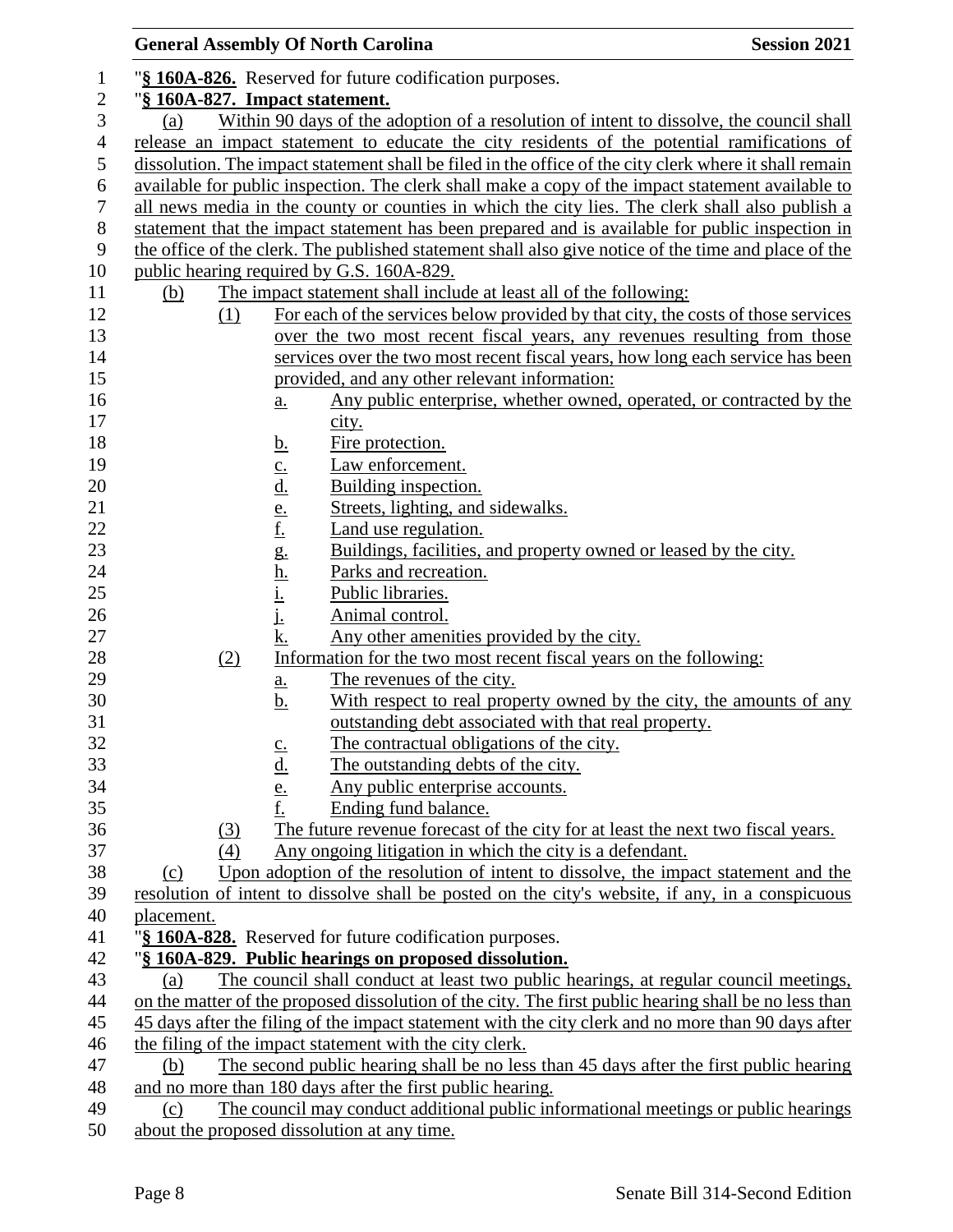"**§ 160A-826.** Reserved for future codification purposes.

"**§ 160A-827. Impact statement.**

(a) Within 90 days of the adoption of a resolution of intent to dissolve, the council shall release an impact statement to educate the city residents of the potential ramifications of dissolution. The impact statement shall be filed in the office of the city clerk where it shall remain available for public inspection. The clerk shall make a copy of the impact statement available to all news media in the county or counties in which the city lies. The clerk shall also publish a statement that the impact statement has been prepared and is available for public inspection in the office of the clerk. The published statement shall also give notice of the time and place of the public hearing required by G.S. 160A-829.

(b) The impact statement shall include at least all of the following:

(1) For each of the services below provided by that city, the costs of those services over the two most recent fiscal years, any revenues resulting from those services over the two most recent fiscal years, how long each service has been provided, and any other relevant information:

a. Any public enterprise, whether owned, operated, or contracted by the city.
b. Fire protection.
c. Law enforcement.
d. Building inspection.
e. Streets, lighting, and sidewalks.
f. Land use regulation.
g. Buildings, facilities, and property owned or leased by the city.
h. Parks and recreation.
i. Public libraries.
j. Animal control.
k. Any other amenities provided by the city.

(2) Information for the two most recent fiscal years on the following:

a. The revenues of the city.
b. With respect to real property owned by the city, the amounts of any outstanding debt associated with that real property.
c. The contractual obligations of the city.
d. The outstanding debts of the city.
e. Any public enterprise accounts.
f. Ending fund balance.

(3) The future revenue forecast of the city for at least the next two fiscal years.

(4) Any ongoing litigation in which the city is a defendant.

(c) Upon adoption of the resolution of intent to dissolve, the impact statement and the resolution of intent to dissolve shall be posted on the city's website, if any, in a conspicuous placement.

"**§ 160A-828.** Reserved for future codification purposes.

"**§ 160A-829. Public hearings on proposed dissolution.**

(a) The council shall conduct at least two public hearings, at regular council meetings, on the matter of the proposed dissolution of the city. The first public hearing shall be no less than 45 days after the filing of the impact statement with the city clerk and no more than 90 days after the filing of the impact statement with the city clerk.

(b) The second public hearing shall be no less than 45 days after the first public hearing and no more than 180 days after the first public hearing.

(c) The council may conduct additional public informational meetings or public hearings about the proposed dissolution at any time.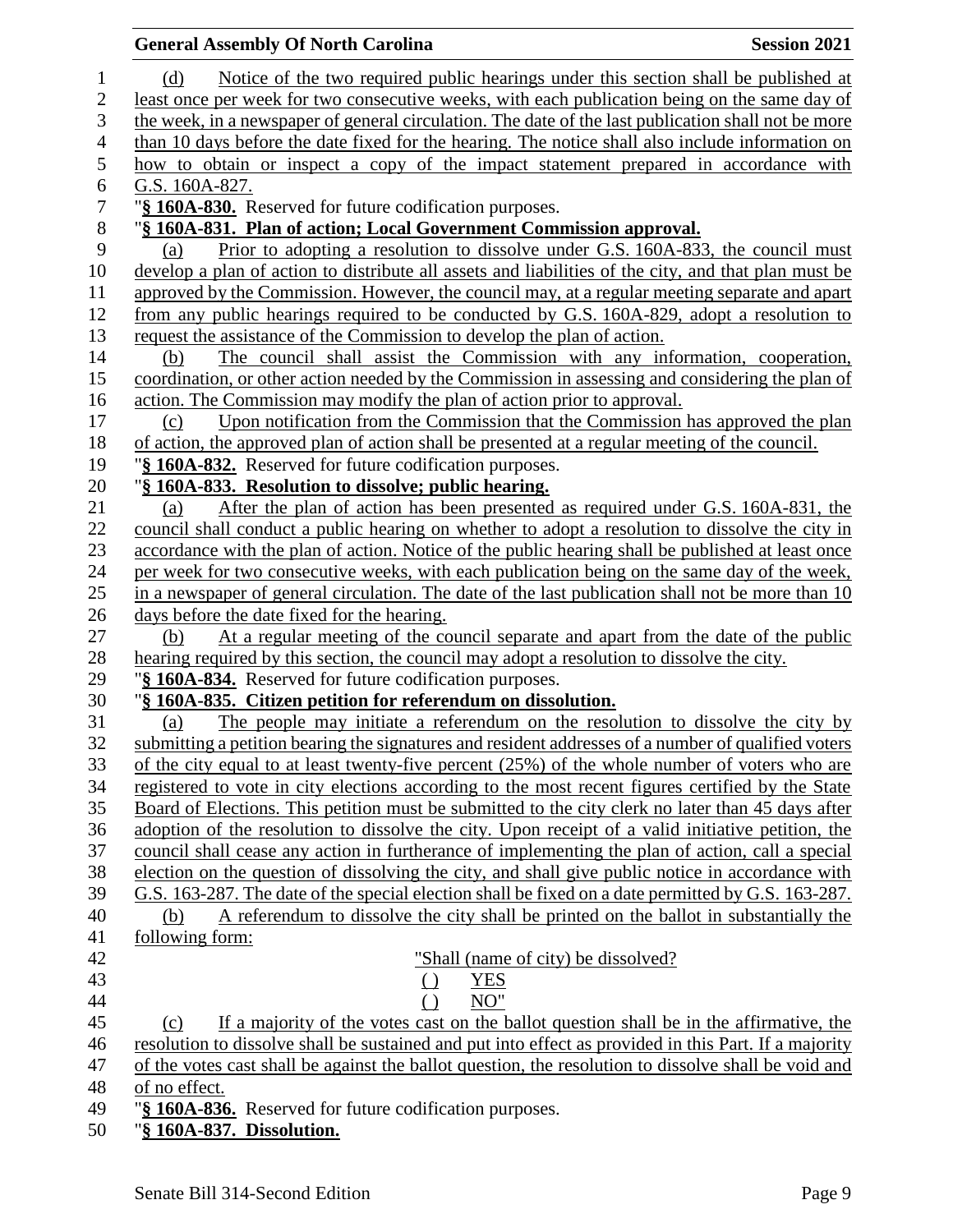(d) Notice of the two required public hearings under this section shall be published at least once per week for two consecutive weeks, with each publication being on the same day of the week, in a newspaper of general circulation. The date of the last publication shall not be more than 10 days before the date fixed for the hearing. The notice shall also include information on how to obtain or inspect a copy of the impact statement prepared in accordance with G.S. 160A-827.

"**§ 160A-830.** Reserved for future codification purposes.

"**§ 160A-831. Plan of action; Local Government Commission approval.**

(a) Prior to adopting a resolution to dissolve under G.S. 160A-833, the council must develop a plan of action to distribute all assets and liabilities of the city, and that plan must be approved by the Commission. However, the council may, at a regular meeting separate and apart from any public hearings required to be conducted by G.S. 160A-829, adopt a resolution to request the assistance of the Commission to develop the plan of action.

(b) The council shall assist the Commission with any information, cooperation, coordination, or other action needed by the Commission in assessing and considering the plan of action. The Commission may modify the plan of action prior to approval.

(c) Upon notification from the Commission that the Commission has approved the plan of action, the approved plan of action shall be presented at a regular meeting of the council.

"**§ 160A-832.** Reserved for future codification purposes.

"**§ 160A-833. Resolution to dissolve; public hearing.**

(a) After the plan of action has been presented as required under G.S. 160A-831, the council shall conduct a public hearing on whether to adopt a resolution to dissolve the city in accordance with the plan of action. Notice of the public hearing shall be published at least once per week for two consecutive weeks, with each publication being on the same day of the week, in a newspaper of general circulation. The date of the last publication shall not be more than 10 days before the date fixed for the hearing.

(b) At a regular meeting of the council separate and apart from the date of the public hearing required by this section, the council may adopt a resolution to dissolve the city.

"**§ 160A-834.** Reserved for future codification purposes.

"**§ 160A-835. Citizen petition for referendum on dissolution.**

(a) The people may initiate a referendum on the resolution to dissolve the city by submitting a petition bearing the signatures and resident addresses of a number of qualified voters of the city equal to at least twenty-five percent (25%) of the whole number of voters who are registered to vote in city elections according to the most recent figures certified by the State Board of Elections. This petition must be submitted to the city clerk no later than 45 days after adoption of the resolution to dissolve the city. Upon receipt of a valid initiative petition, the council shall cease any action in furtherance of implementing the plan of action, call a special election on the question of dissolving the city, and shall give public notice in accordance with G.S. 163-287. The date of the special election shall be fixed on a date permitted by G.S. 163-287.

(b) A referendum to dissolve the city shall be printed on the ballot in substantially the following form:

"Shall (name of city) be dissolved?

( ) YES

( ) NO"

(c) If a majority of the votes cast on the ballot question shall be in the affirmative, the resolution to dissolve shall be sustained and put into effect as provided in this Part. If a majority of the votes cast shall be against the ballot question, the resolution to dissolve shall be void and of no effect.

"**§ 160A-836.** Reserved for future codification purposes.

"**§ 160A-837. Dissolution.**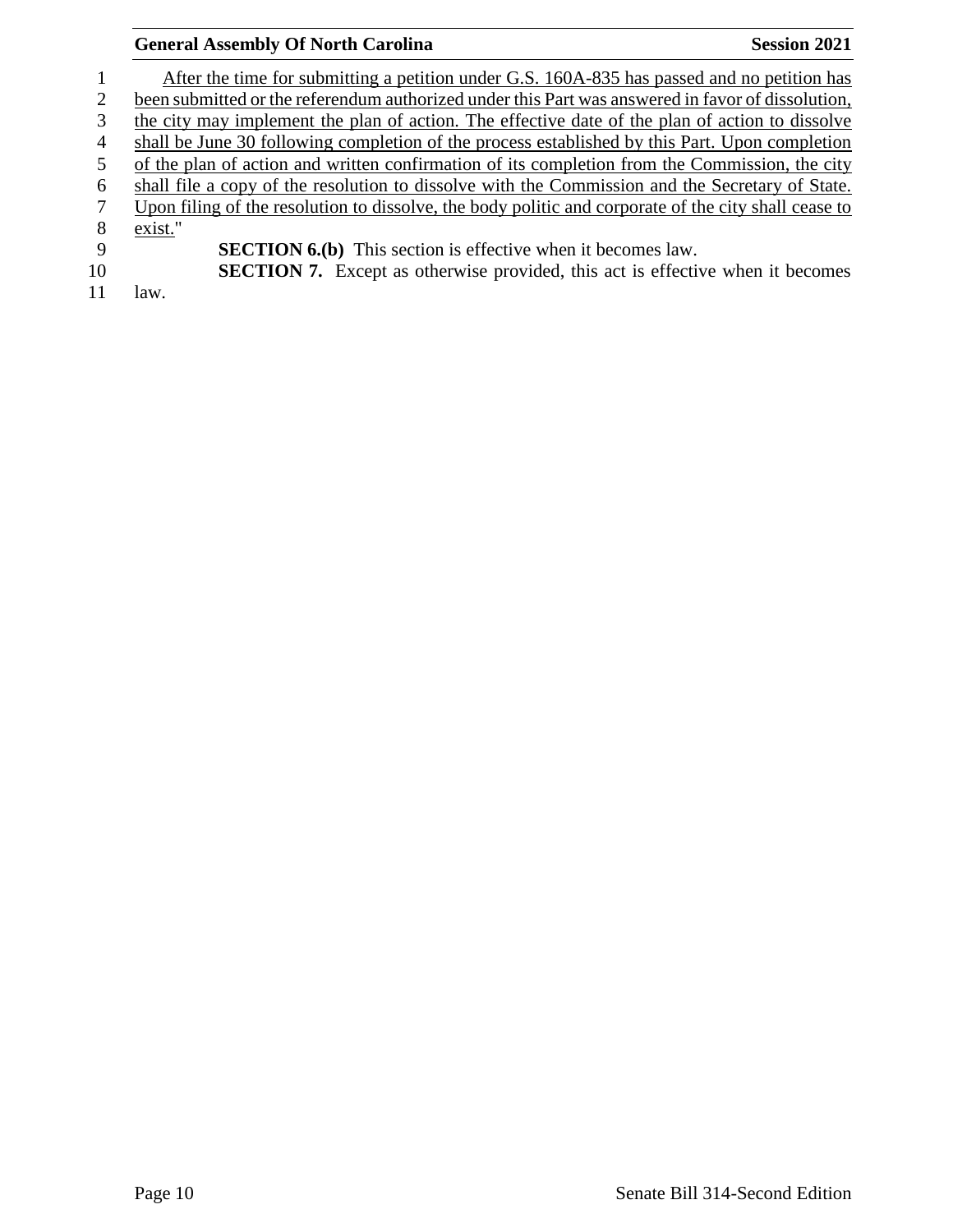After the time for submitting a petition under G.S. 160A-835 has passed and no petition has been submitted or the referendum authorized under this Part was answered in favor of dissolution, the city may implement the plan of action. The effective date of the plan of action to dissolve shall be June 30 following completion of the process established by this Part. Upon completion of the plan of action and written confirmation of its completion from the Commission, the city shall file a copy of the resolution to dissolve with the Commission and the Secretary of State. Upon filing of the resolution to dissolve, the body politic and corporate of the city shall cease to exist."

**SECTION 6.(b)** This section is effective when it becomes law.

**SECTION 7.** Except as otherwise provided, this act is effective when it becomes law.